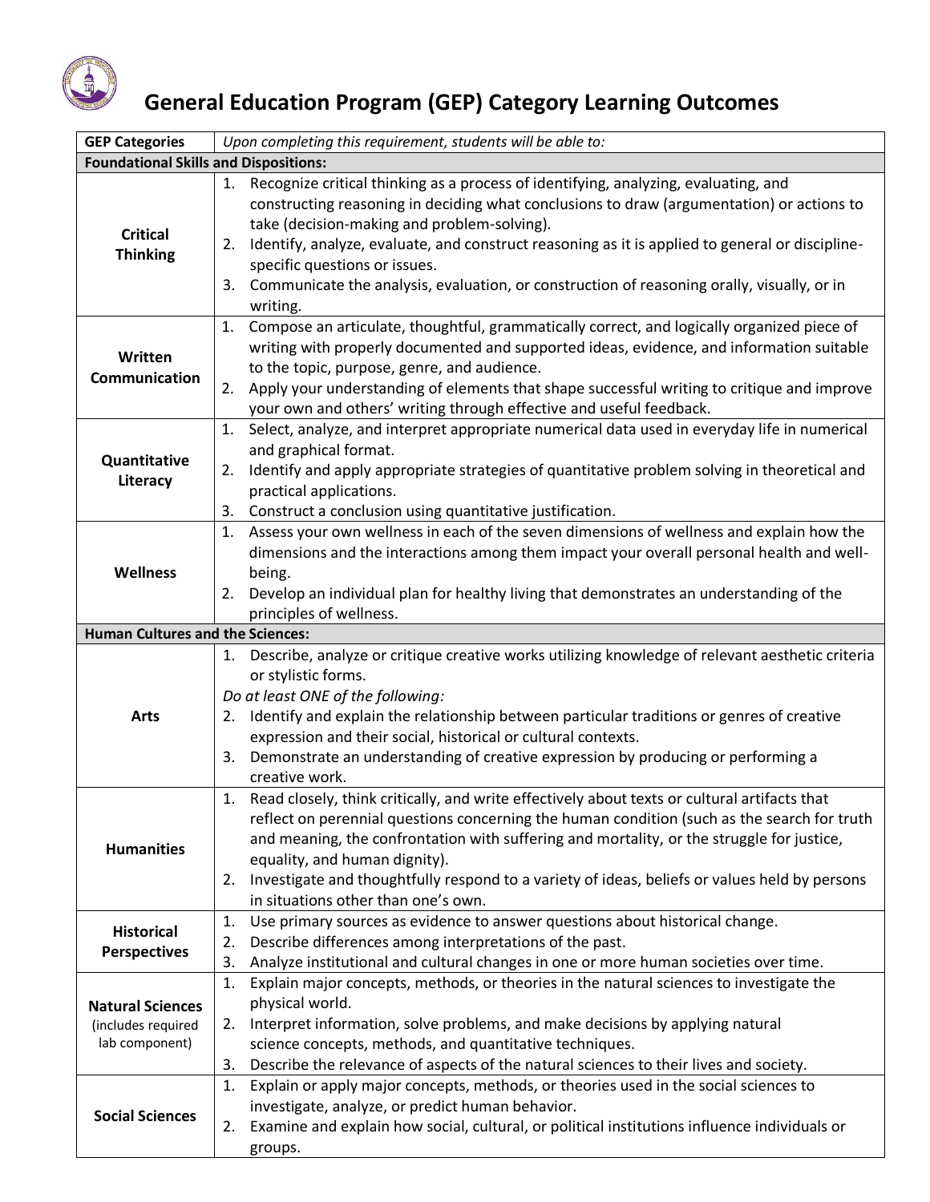# General Education Program (GEP) Category Learning Outcomes

| GEP Categories | *Upon completing this requirement, students will be able to:* |
|---|---|
| **Foundational Skills and Dispositions:** | |
| **Critical Thinking** | 1. Recognize critical thinking as a process of identifying, analyzing, evaluating, and constructing reasoning in deciding what conclusions to draw (argumentation) or actions to take (decision-making and problem-solving).<br>2. Identify, analyze, evaluate, and construct reasoning as it is applied to general or discipline-specific questions or issues.<br>3. Communicate the analysis, evaluation, or construction of reasoning orally, visually, or in writing. |
| **Written Communication** | 1. Compose an articulate, thoughtful, grammatically correct, and logically organized piece of writing with properly documented and supported ideas, evidence, and information suitable to the topic, purpose, genre, and audience.<br>2. Apply your understanding of elements that shape successful writing to critique and improve your own and others' writing through effective and useful feedback. |
| **Quantitative Literacy** | 1. Select, analyze, and interpret appropriate numerical data used in everyday life in numerical and graphical format.<br>2. Identify and apply appropriate strategies of quantitative problem solving in theoretical and practical applications.<br>3. Construct a conclusion using quantitative justification. |
| **Wellness** | 1. Assess your own wellness in each of the seven dimensions of wellness and explain how the dimensions and the interactions among them impact your overall personal health and well-being.<br>2. Develop an individual plan for healthy living that demonstrates an understanding of the principles of wellness. |
| **Human Cultures and the Sciences:** | |
| **Arts** | 1. Describe, analyze or critique creative works utilizing knowledge of relevant aesthetic criteria or stylistic forms.<br>*Do at least ONE of the following:*<br>2. Identify and explain the relationship between particular traditions or genres of creative expression and their social, historical or cultural contexts.<br>3. Demonstrate an understanding of creative expression by producing or performing a creative work. |
| **Humanities** | 1. Read closely, think critically, and write effectively about texts or cultural artifacts that reflect on perennial questions concerning the human condition (such as the search for truth and meaning, the confrontation with suffering and mortality, or the struggle for justice, equality, and human dignity).<br>2. Investigate and thoughtfully respond to a variety of ideas, beliefs or values held by persons in situations other than one's own. |
| **Historical Perspectives** | 1. Use primary sources as evidence to answer questions about historical change.<br>2. Describe differences among interpretations of the past.<br>3. Analyze institutional and cultural changes in one or more human societies over time. |
| **Natural Sciences** (includes required lab component) | 1. Explain major concepts, methods, or theories in the natural sciences to investigate the physical world.<br>2. Interpret information, solve problems, and make decisions by applying natural science concepts, methods, and quantitative techniques.<br>3. Describe the relevance of aspects of the natural sciences to their lives and society. |
| **Social Sciences** | 1. Explain or apply major concepts, methods, or theories used in the social sciences to investigate, analyze, or predict human behavior.<br>2. Examine and explain how social, cultural, or political institutions influence individuals or groups. |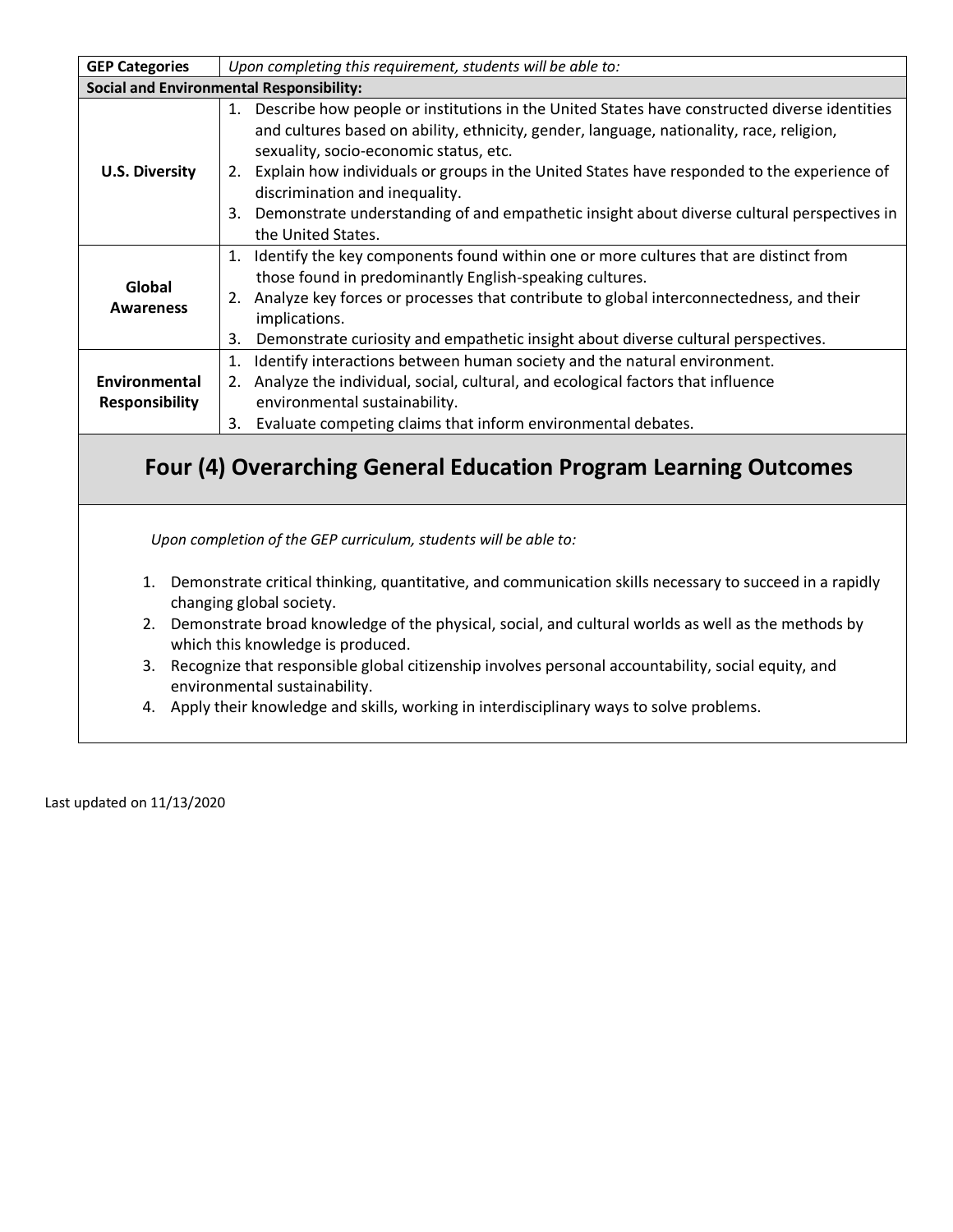| **GEP Categories** | *Upon completing this requirement, students will be able to:* |
|---|---|
| **Social and Environmental Responsibility:** | |
| **U.S. Diversity** | 1. Describe how people or institutions in the United States have constructed diverse identities and cultures based on ability, ethnicity, gender, language, nationality, race, religion, sexuality, socio-economic status, etc.<br>2. Explain how individuals or groups in the United States have responded to the experience of discrimination and inequality.<br>3. Demonstrate understanding of and empathetic insight about diverse cultural perspectives in the United States. |
| **Global Awareness** | 1. Identify the key components found within one or more cultures that are distinct from those found in predominantly English-speaking cultures.<br>2. Analyze key forces or processes that contribute to global interconnectedness, and their implications.<br>3. Demonstrate curiosity and empathetic insight about diverse cultural perspectives. |
| **Environmental Responsibility** | 1. Identify interactions between human society and the natural environment.<br>2. Analyze the individual, social, cultural, and ecological factors that influence environmental sustainability.<br>3. Evaluate competing claims that inform environmental debates. |

## Four (4) Overarching General Education Program Learning Outcomes

*Upon completion of the GEP curriculum, students will be able to:*

1. Demonstrate critical thinking, quantitative, and communication skills necessary to succeed in a rapidly changing global society.
2. Demonstrate broad knowledge of the physical, social, and cultural worlds as well as the methods by which this knowledge is produced.
3. Recognize that responsible global citizenship involves personal accountability, social equity, and environmental sustainability.
4. Apply their knowledge and skills, working in interdisciplinary ways to solve problems.

Last updated on 11/13/2020